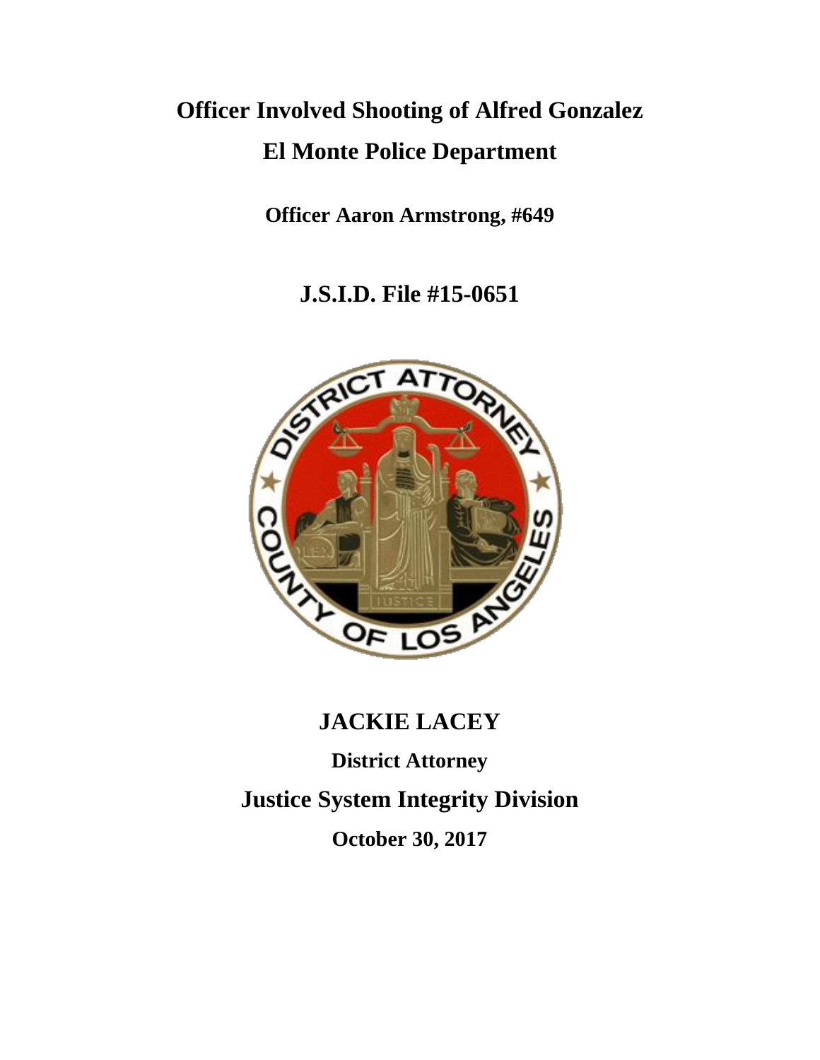# Officer Involved Shooting of Alfred Gonzalez

# El Monte Police Department

**Officer Aaron Armstrong, #649**

## J.S.I.D. File #15-0651

## JACKIE LACEY

**District Attorney**

## Justice System Integrity Division

**October 30, 2017**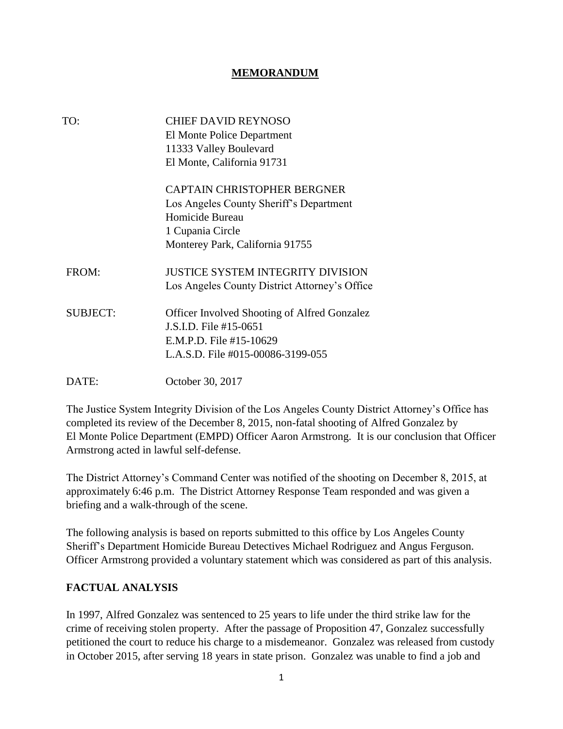**MEMORANDUM**

TO: CHIEF DAVID REYNOSO
El Monte Police Department
11333 Valley Boulevard
El Monte, California 91731

CAPTAIN CHRISTOPHER BERGNER
Los Angeles County Sheriff's Department
Homicide Bureau
1 Cupania Circle
Monterey Park, California 91755

FROM: JUSTICE SYSTEM INTEGRITY DIVISION
Los Angeles County District Attorney's Office

SUBJECT: Officer Involved Shooting of Alfred Gonzalez
J.S.I.D. File #15-0651
E.M.P.D. File #15-10629
L.A.S.D. File #015-00086-3199-055

DATE: October 30, 2017

The Justice System Integrity Division of the Los Angeles County District Attorney's Office has completed its review of the December 8, 2015, non-fatal shooting of Alfred Gonzalez by El Monte Police Department (EMPD) Officer Aaron Armstrong. It is our conclusion that Officer Armstrong acted in lawful self-defense.

The District Attorney's Command Center was notified of the shooting on December 8, 2015, at approximately 6:46 p.m. The District Attorney Response Team responded and was given a briefing and a walk-through of the scene.

The following analysis is based on reports submitted to this office by Los Angeles County Sheriff's Department Homicide Bureau Detectives Michael Rodriguez and Angus Ferguson. Officer Armstrong provided a voluntary statement which was considered as part of this analysis.

## FACTUAL ANALYSIS

In 1997, Alfred Gonzalez was sentenced to 25 years to life under the third strike law for the crime of receiving stolen property. After the passage of Proposition 47, Gonzalez successfully petitioned the court to reduce his charge to a misdemeanor. Gonzalez was released from custody in October 2015, after serving 18 years in state prison. Gonzalez was unable to find a job and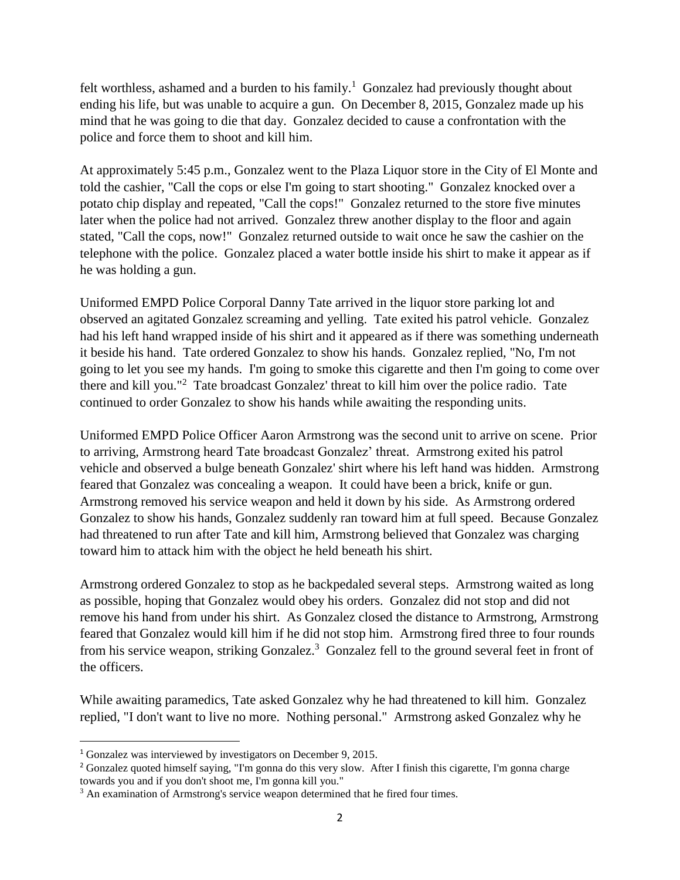felt worthless, ashamed and a burden to his family.[1] Gonzalez had previously thought about ending his life, but was unable to acquire a gun. On December 8, 2015, Gonzalez made up his mind that he was going to die that day. Gonzalez decided to cause a confrontation with the police and force them to shoot and kill him.

At approximately 5:45 p.m., Gonzalez went to the Plaza Liquor store in the City of El Monte and told the cashier, "Call the cops or else I'm going to start shooting." Gonzalez knocked over a potato chip display and repeated, "Call the cops!" Gonzalez returned to the store five minutes later when the police had not arrived. Gonzalez threw another display to the floor and again stated, "Call the cops, now!" Gonzalez returned outside to wait once he saw the cashier on the telephone with the police. Gonzalez placed a water bottle inside his shirt to make it appear as if he was holding a gun.

Uniformed EMPD Police Corporal Danny Tate arrived in the liquor store parking lot and observed an agitated Gonzalez screaming and yelling. Tate exited his patrol vehicle. Gonzalez had his left hand wrapped inside of his shirt and it appeared as if there was something underneath it beside his hand. Tate ordered Gonzalez to show his hands. Gonzalez replied, "No, I'm not going to let you see my hands. I'm going to smoke this cigarette and then I'm going to come over there and kill you."[2] Tate broadcast Gonzalez' threat to kill him over the police radio. Tate continued to order Gonzalez to show his hands while awaiting the responding units.

Uniformed EMPD Police Officer Aaron Armstrong was the second unit to arrive on scene. Prior to arriving, Armstrong heard Tate broadcast Gonzalez' threat. Armstrong exited his patrol vehicle and observed a bulge beneath Gonzalez' shirt where his left hand was hidden. Armstrong feared that Gonzalez was concealing a weapon. It could have been a brick, knife or gun. Armstrong removed his service weapon and held it down by his side. As Armstrong ordered Gonzalez to show his hands, Gonzalez suddenly ran toward him at full speed. Because Gonzalez had threatened to run after Tate and kill him, Armstrong believed that Gonzalez was charging toward him to attack him with the object he held beneath his shirt.

Armstrong ordered Gonzalez to stop as he backpedaled several steps. Armstrong waited as long as possible, hoping that Gonzalez would obey his orders. Gonzalez did not stop and did not remove his hand from under his shirt. As Gonzalez closed the distance to Armstrong, Armstrong feared that Gonzalez would kill him if he did not stop him. Armstrong fired three to four rounds from his service weapon, striking Gonzalez.[3] Gonzalez fell to the ground several feet in front of the officers.

While awaiting paramedics, Tate asked Gonzalez why he had threatened to kill him. Gonzalez replied, "I don't want to live no more. Nothing personal." Armstrong asked Gonzalez why he

---

[1] Gonzalez was interviewed by investigators on December 9, 2015.

[2] Gonzalez quoted himself saying, "I'm gonna do this very slow. After I finish this cigarette, I'm gonna charge towards you and if you don't shoot me, I'm gonna kill you."

[3] An examination of Armstrong's service weapon determined that he fired four times.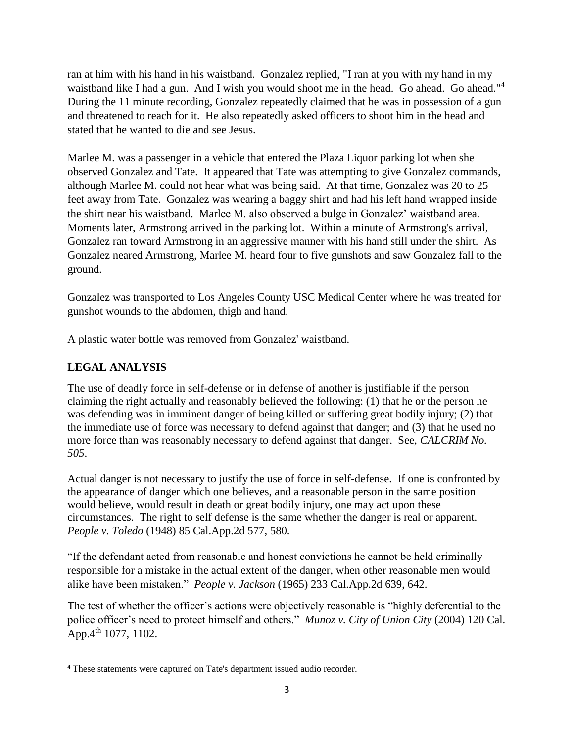ran at him with his hand in his waistband. Gonzalez replied, "I ran at you with my hand in my waistband like I had a gun. And I wish you would shoot me in the head. Go ahead. Go ahead."[4] During the 11 minute recording, Gonzalez repeatedly claimed that he was in possession of a gun and threatened to reach for it. He also repeatedly asked officers to shoot him in the head and stated that he wanted to die and see Jesus.

Marlee M. was a passenger in a vehicle that entered the Plaza Liquor parking lot when she observed Gonzalez and Tate. It appeared that Tate was attempting to give Gonzalez commands, although Marlee M. could not hear what was being said. At that time, Gonzalez was 20 to 25 feet away from Tate. Gonzalez was wearing a baggy shirt and had his left hand wrapped inside the shirt near his waistband. Marlee M. also observed a bulge in Gonzalez' waistband area. Moments later, Armstrong arrived in the parking lot. Within a minute of Armstrong's arrival, Gonzalez ran toward Armstrong in an aggressive manner with his hand still under the shirt. As Gonzalez neared Armstrong, Marlee M. heard four to five gunshots and saw Gonzalez fall to the ground.

Gonzalez was transported to Los Angeles County USC Medical Center where he was treated for gunshot wounds to the abdomen, thigh and hand.

A plastic water bottle was removed from Gonzalez' waistband.

## LEGAL ANALYSIS

The use of deadly force in self-defense or in defense of another is justifiable if the person claiming the right actually and reasonably believed the following: (1) that he or the person he was defending was in imminent danger of being killed or suffering great bodily injury; (2) that the immediate use of force was necessary to defend against that danger; and (3) that he used no more force than was reasonably necessary to defend against that danger. See, *CALCRIM No. 505*.

Actual danger is not necessary to justify the use of force in self-defense. If one is confronted by the appearance of danger which one believes, and a reasonable person in the same position would believe, would result in death or great bodily injury, one may act upon these circumstances. The right to self defense is the same whether the danger is real or apparent. *People v. Toledo* (1948) 85 Cal.App.2d 577, 580.

"If the defendant acted from reasonable and honest convictions he cannot be held criminally responsible for a mistake in the actual extent of the danger, when other reasonable men would alike have been mistaken." *People v. Jackson* (1965) 233 Cal.App.2d 639, 642.

The test of whether the officer's actions were objectively reasonable is "highly deferential to the police officer's need to protect himself and others." *Munoz v. City of Union City* (2004) 120 Cal. App.4th 1077, 1102.

---

[4] These statements were captured on Tate's department issued audio recorder.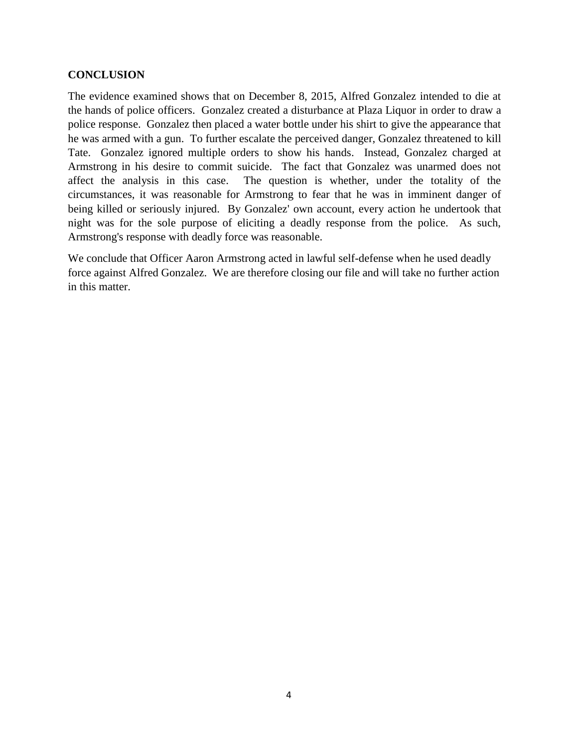**CONCLUSION**

The evidence examined shows that on December 8, 2015, Alfred Gonzalez intended to die at the hands of police officers. Gonzalez created a disturbance at Plaza Liquor in order to draw a police response. Gonzalez then placed a water bottle under his shirt to give the appearance that he was armed with a gun. To further escalate the perceived danger, Gonzalez threatened to kill Tate. Gonzalez ignored multiple orders to show his hands. Instead, Gonzalez charged at Armstrong in his desire to commit suicide. The fact that Gonzalez was unarmed does not affect the analysis in this case. The question is whether, under the totality of the circumstances, it was reasonable for Armstrong to fear that he was in imminent danger of being killed or seriously injured. By Gonzalez' own account, every action he undertook that night was for the sole purpose of eliciting a deadly response from the police. As such, Armstrong's response with deadly force was reasonable.

We conclude that Officer Aaron Armstrong acted in lawful self-defense when he used deadly force against Alfred Gonzalez. We are therefore closing our file and will take no further action in this matter.